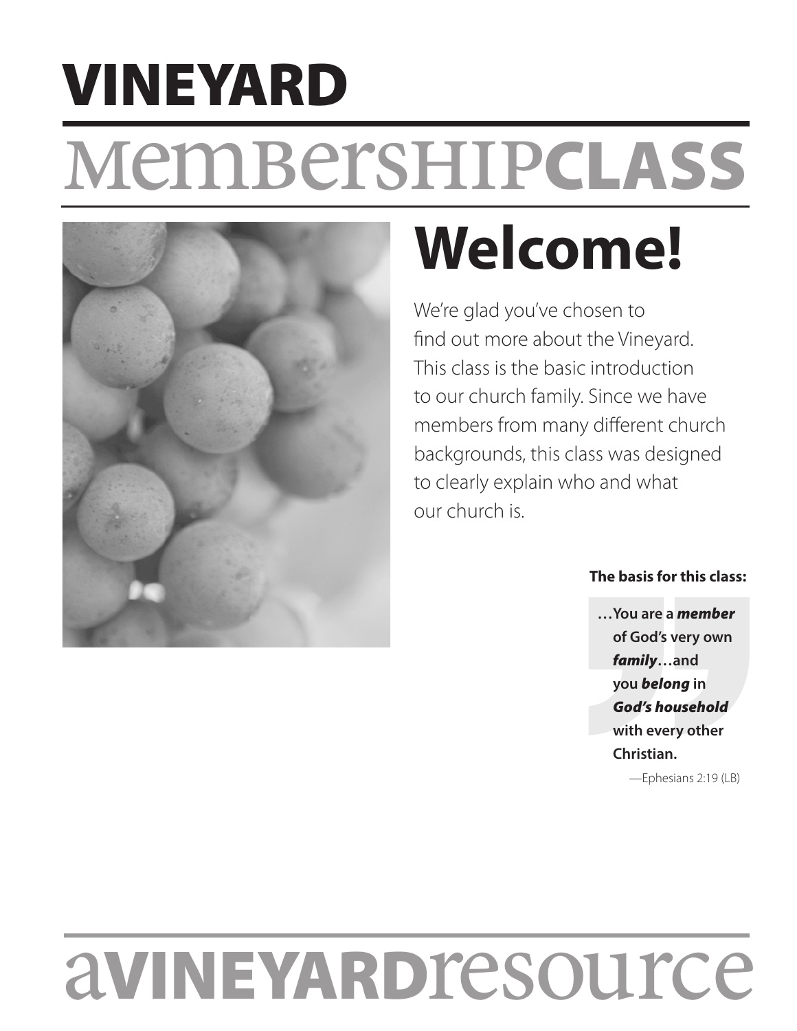# VINEYARD

# MEMBERSHIP CLASS

## Welcome!

We're glad you've chosen to find out more about the Vineyard. This class is the basic introduction to our church family. Since we have members from many different church backgrounds, this class was designed to clearly explain who and what our church is.

**The basis for this class:**

> **…You are a *member* of God's very own *family*…and you *belong* in *God's household* with every other Christian.**
>
> —Ephesians 2:19 (LB)

a VINEYARD resource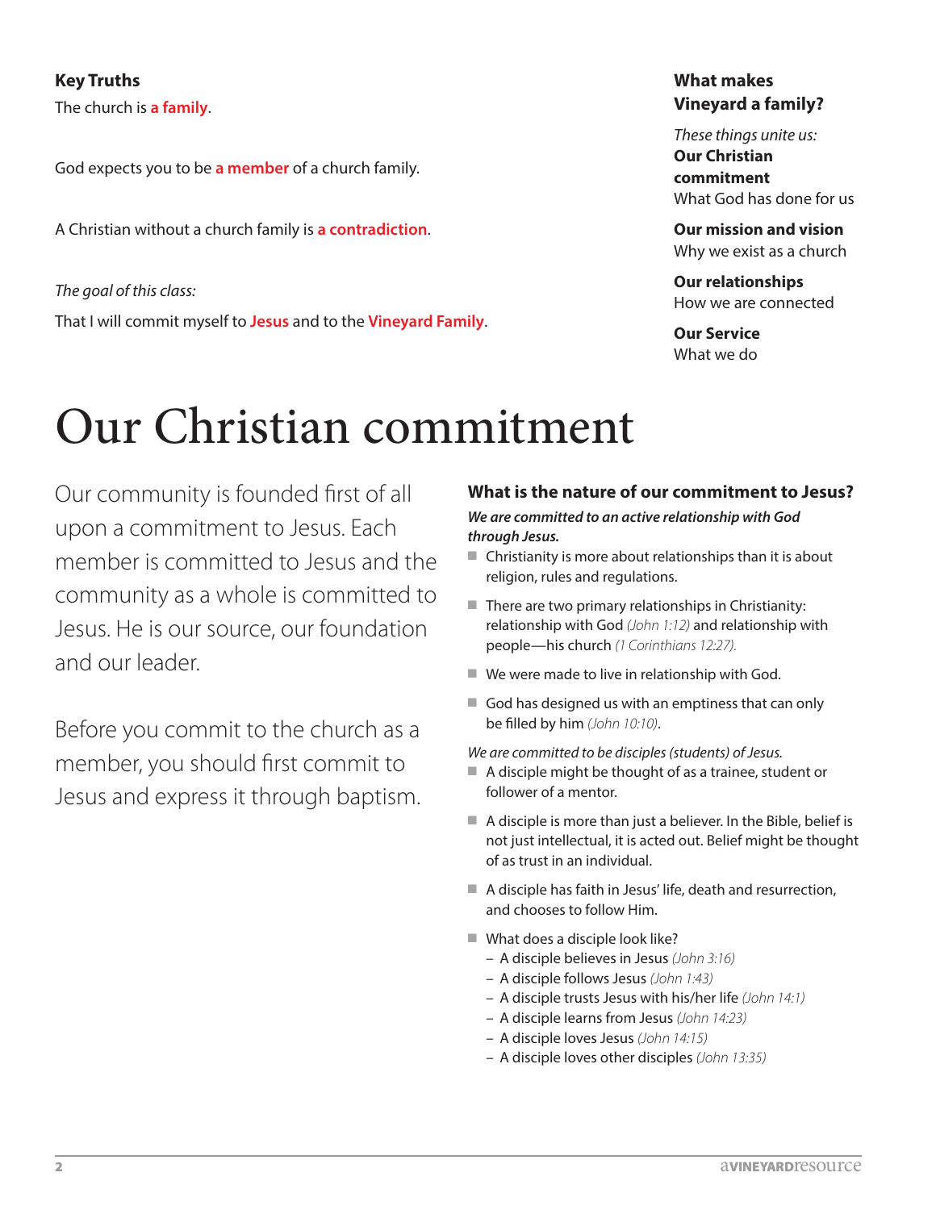**Key Truths**

The church is **a family**.

God expects you to be **a member** of a church family.

A Christian without a church family is **a contradiction**.

*The goal of this class:*

That I will commit myself to **Jesus** and to the **Vineyard Family**.

**What makes Vineyard a family?**

*These things unite us:*

**Our Christian commitment**
What God has done for us

**Our mission and vision**
Why we exist as a church

**Our relationships**
How we are connected

**Our Service**
What we do

# Our Christian commitment

Our community is founded first of all upon a commitment to Jesus. Each member is committed to Jesus and the community as a whole is committed to Jesus. He is our source, our foundation and our leader.

Before you commit to the church as a member, you should first commit to Jesus and express it through baptism.

### What is the nature of our commitment to Jesus?

***We are committed to an active relationship with God through Jesus.***

- Christianity is more about relationships than it is about religion, rules and regulations.
- There are two primary relationships in Christianity: relationship with God *(John 1:12)* and relationship with people—his church *(1 Corinthians 12:27).*
- We were made to live in relationship with God.
- God has designed us with an emptiness that can only be filled by him *(John 10:10)*.

*We are committed to be disciples (students) of Jesus.*

- A disciple might be thought of as a trainee, student or follower of a mentor.
- A disciple is more than just a believer. In the Bible, belief is not just intellectual, it is acted out. Belief might be thought of as trust in an individual.
- A disciple has faith in Jesus' life, death and resurrection, and chooses to follow Him.
- What does a disciple look like?
  - A disciple believes in Jesus *(John 3:16)*
  - A disciple follows Jesus *(John 1:43)*
  - A disciple trusts Jesus with his/her life *(John 14:1)*
  - A disciple learns from Jesus *(John 14:23)*
  - A disciple loves Jesus *(John 14:15)*
  - A disciple loves other disciples *(John 13:35)*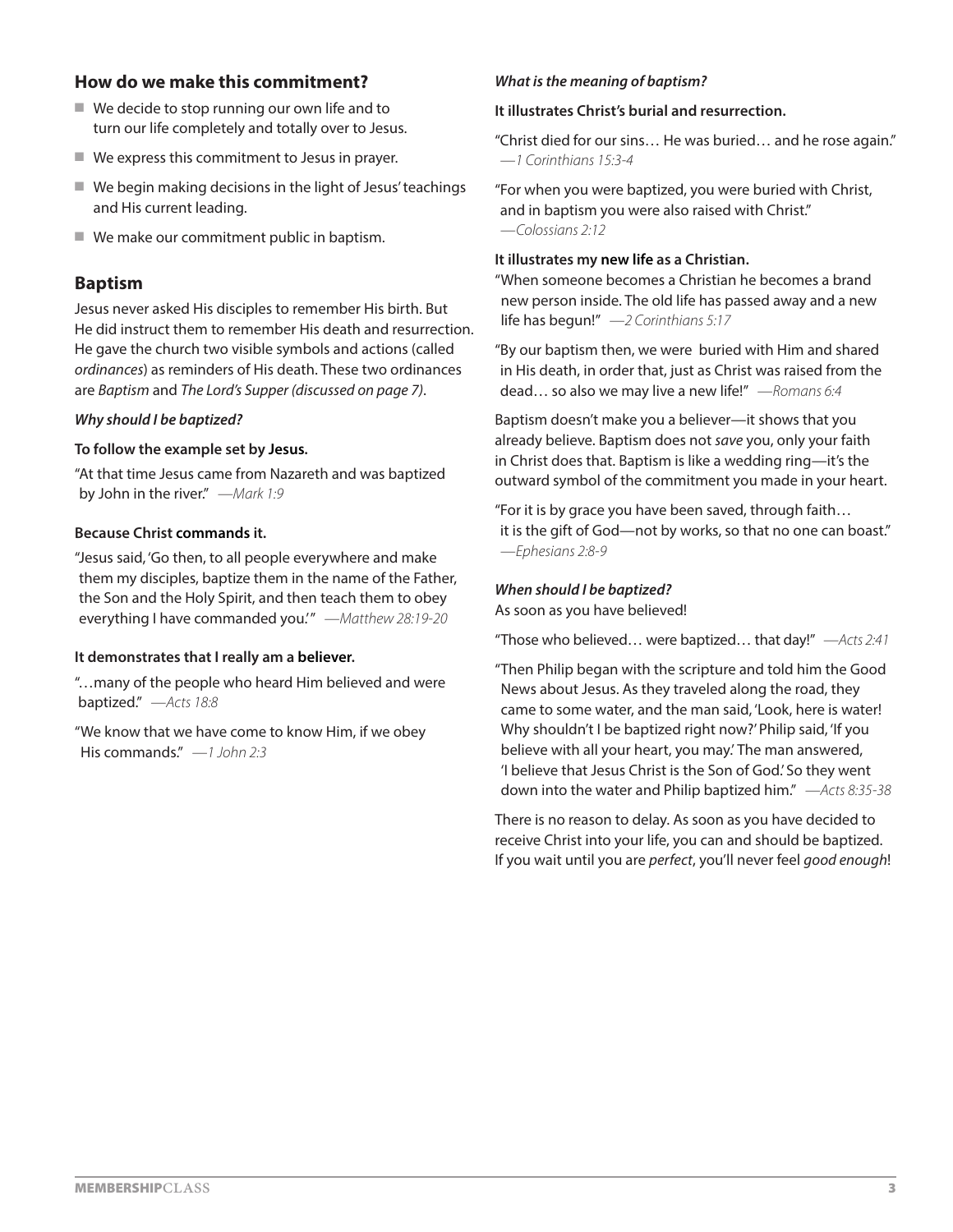## How do we make this commitment?

- We decide to stop running our own life and to turn our life completely and totally over to Jesus.
- We express this commitment to Jesus in prayer.
- We begin making decisions in the light of Jesus' teachings and His current leading.
- We make our commitment public in baptism.

## Baptism

Jesus never asked His disciples to remember His birth. But He did instruct them to remember His death and resurrection. He gave the church two visible symbols and actions (called *ordinances*) as reminders of His death. These two ordinances are *Baptism* and *The Lord's Supper (discussed on page 7)*.

***Why should I be baptized?***

**To follow the example set by Jesus.**

"At that time Jesus came from Nazareth and was baptized by John in the river." *—Mark 1:9*

**Because Christ commands it.**

"Jesus said, 'Go then, to all people everywhere and make them my disciples, baptize them in the name of the Father, the Son and the Holy Spirit, and then teach them to obey everything I have commanded you.'" *—Matthew 28:19-20*

**It demonstrates that I really am a believer.**

"…many of the people who heard Him believed and were baptized." *—Acts 18:8*

"We know that we have come to know Him, if we obey His commands." *—1 John 2:3*

***What is the meaning of baptism?***

**It illustrates Christ's burial and resurrection.**

"Christ died for our sins… He was buried… and he rose again." *—1 Corinthians 15:3-4*

"For when you were baptized, you were buried with Christ, and in baptism you were also raised with Christ." *—Colossians 2:12*

**It illustrates my new life as a Christian.**

"When someone becomes a Christian he becomes a brand new person inside. The old life has passed away and a new life has begun!" *—2 Corinthians 5:17*

"By our baptism then, we were buried with Him and shared in His death, in order that, just as Christ was raised from the dead… so also we may live a new life!" *—Romans 6:4*

Baptism doesn't make you a believer—it shows that you already believe. Baptism does not *save* you, only your faith in Christ does that. Baptism is like a wedding ring—it's the outward symbol of the commitment you made in your heart.

"For it is by grace you have been saved, through faith… it is the gift of God—not by works, so that no one can boast." *—Ephesians 2:8-9*

***When should I be baptized?***

As soon as you have believed!

"Those who believed… were baptized… that day!" *—Acts 2:41*

"Then Philip began with the scripture and told him the Good News about Jesus. As they traveled along the road, they came to some water, and the man said, 'Look, here is water! Why shouldn't I be baptized right now?' Philip said, 'If you believe with all your heart, you may.' The man answered, 'I believe that Jesus Christ is the Son of God.' So they went down into the water and Philip baptized him." *—Acts 8:35-38*

There is no reason to delay. As soon as you have decided to receive Christ into your life, you can and should be baptized. If you wait until you are *perfect*, you'll never feel *good enough*!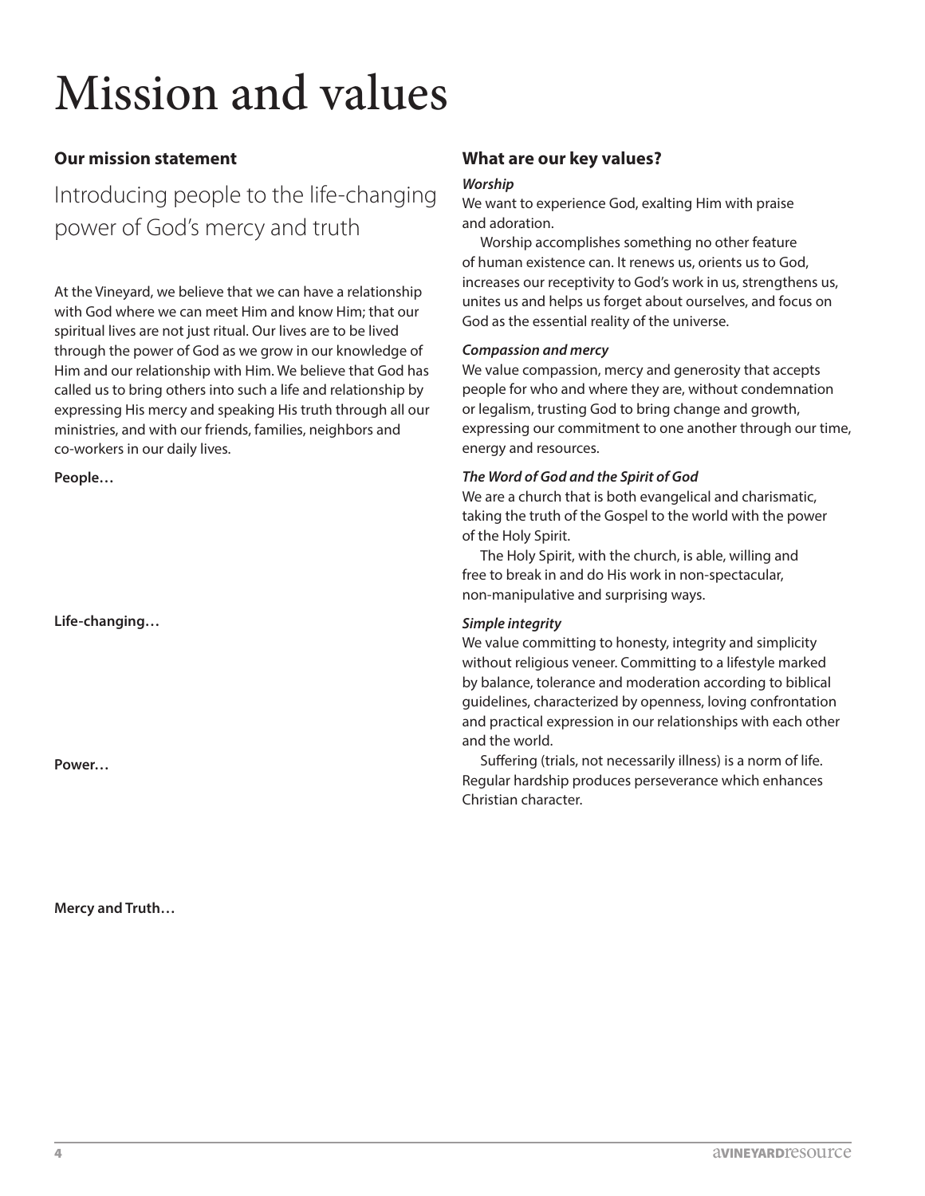# Mission and values

## Our mission statement

Introducing people to the life-changing power of God's mercy and truth

At the Vineyard, we believe that we can have a relationship with God where we can meet Him and know Him; that our spiritual lives are not just ritual. Our lives are to be lived through the power of God as we grow in our knowledge of Him and our relationship with Him. We believe that God has called us to bring others into such a life and relationship by expressing His mercy and speaking His truth through all our ministries, and with our friends, families, neighbors and co-workers in our daily lives.

**People…**

**Life-changing…**

**Power…**

**Mercy and Truth…**

## What are our key values?

***Worship***

We want to experience God, exalting Him with praise and adoration.

Worship accomplishes something no other feature of human existence can. It renews us, orients us to God, increases our receptivity to God's work in us, strengthens us, unites us and helps us forget about ourselves, and focus on God as the essential reality of the universe.

***Compassion and mercy***

We value compassion, mercy and generosity that accepts people for who and where they are, without condemnation or legalism, trusting God to bring change and growth, expressing our commitment to one another through our time, energy and resources.

***The Word of God and the Spirit of God***

We are a church that is both evangelical and charismatic, taking the truth of the Gospel to the world with the power of the Holy Spirit.

The Holy Spirit, with the church, is able, willing and free to break in and do His work in non-spectacular, non-manipulative and surprising ways.

***Simple integrity***

We value committing to honesty, integrity and simplicity without religious veneer. Committing to a lifestyle marked by balance, tolerance and moderation according to biblical guidelines, characterized by openness, loving confrontation and practical expression in our relationships with each other and the world.

Suffering (trials, not necessarily illness) is a norm of life. Regular hardship produces perseverance which enhances Christian character.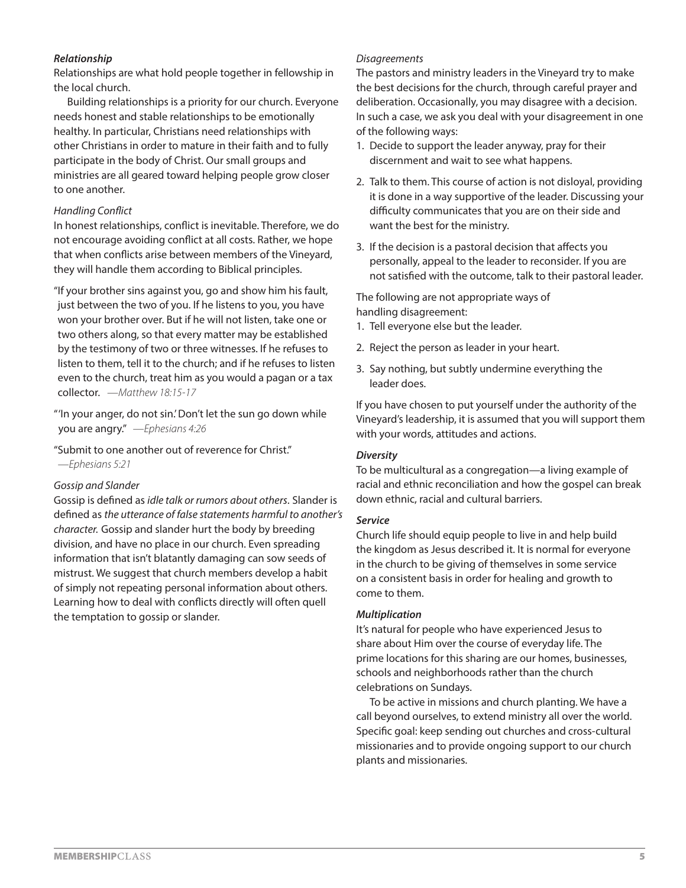***Relationship***

Relationships are what hold people together in fellowship in the local church.

Building relationships is a priority for our church. Everyone needs honest and stable relationships to be emotionally healthy. In particular, Christians need relationships with other Christians in order to mature in their faith and to fully participate in the body of Christ. Our small groups and ministries are all geared toward helping people grow closer to one another.

*Handling Conflict*

In honest relationships, conflict is inevitable. Therefore, we do not encourage avoiding conflict at all costs. Rather, we hope that when conflicts arise between members of the Vineyard, they will handle them according to Biblical principles.

"If your brother sins against you, go and show him his fault, just between the two of you. If he listens to you, you have won your brother over. But if he will not listen, take one or two others along, so that every matter may be established by the testimony of two or three witnesses. If he refuses to listen to them, tell it to the church; and if he refuses to listen even to the church, treat him as you would a pagan or a tax collector. *—Matthew 18:15-17*

"'In your anger, do not sin.' Don't let the sun go down while you are angry." *—Ephesians 4:26*

"Submit to one another out of reverence for Christ." *—Ephesians 5:21*

*Gossip and Slander*

Gossip is defined as *idle talk or rumors about others*. Slander is defined as *the utterance of false statements harmful to another's character.* Gossip and slander hurt the body by breeding division, and have no place in our church. Even spreading information that isn't blatantly damaging can sow seeds of mistrust. We suggest that church members develop a habit of simply not repeating personal information about others. Learning how to deal with conflicts directly will often quell the temptation to gossip or slander.

*Disagreements*

The pastors and ministry leaders in the Vineyard try to make the best decisions for the church, through careful prayer and deliberation. Occasionally, you may disagree with a decision. In such a case, we ask you deal with your disagreement in one of the following ways:

1. Decide to support the leader anyway, pray for their discernment and wait to see what happens.
2. Talk to them. This course of action is not disloyal, providing it is done in a way supportive of the leader. Discussing your difficulty communicates that you are on their side and want the best for the ministry.
3. If the decision is a pastoral decision that affects you personally, appeal to the leader to reconsider. If you are not satisfied with the outcome, talk to their pastoral leader.

The following are not appropriate ways of handling disagreement:

1. Tell everyone else but the leader.
2. Reject the person as leader in your heart.
3. Say nothing, but subtly undermine everything the leader does.

If you have chosen to put yourself under the authority of the Vineyard's leadership, it is assumed that you will support them with your words, attitudes and actions.

***Diversity***

To be multicultural as a congregation—a living example of racial and ethnic reconciliation and how the gospel can break down ethnic, racial and cultural barriers.

***Service***

Church life should equip people to live in and help build the kingdom as Jesus described it. It is normal for everyone in the church to be giving of themselves in some service on a consistent basis in order for healing and growth to come to them.

***Multiplication***

It's natural for people who have experienced Jesus to share about Him over the course of everyday life. The prime locations for this sharing are our homes, businesses, schools and neighborhoods rather than the church celebrations on Sundays.

To be active in missions and church planting. We have a call beyond ourselves, to extend ministry all over the world. Specific goal: keep sending out churches and cross-cultural missionaries and to provide ongoing support to our church plants and missionaries.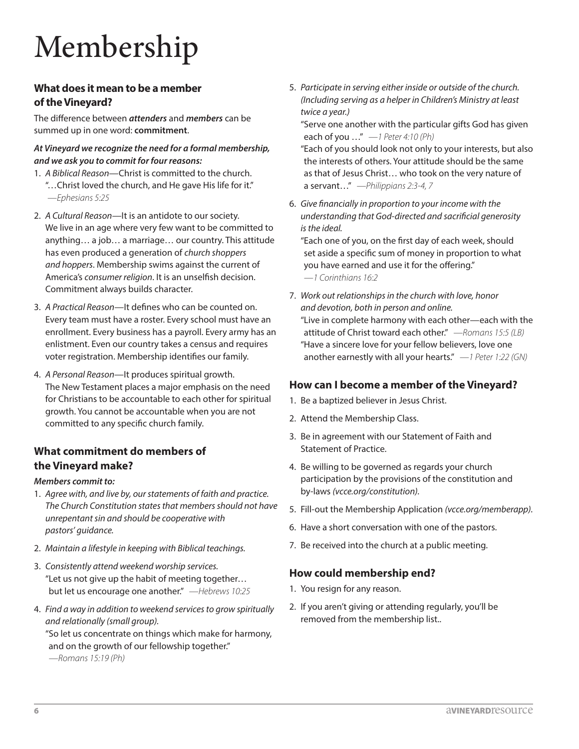# Membership

## What does it mean to be a member of the Vineyard?

The difference between ***attenders*** and ***members*** can be summed up in one word: **commitment**.

***At Vineyard we recognize the need for a formal membership, and we ask you to commit for four reasons:***

1. *A Biblical Reason*—Christ is committed to the church.
   "…Christ loved the church, and He gave His life for it."
   *—Ephesians 5:25*
2. *A Cultural Reason*—It is an antidote to our society. We live in an age where very few want to be committed to anything… a job… a marriage… our country. This attitude has even produced a generation of *church shoppers and hoppers*. Membership swims against the current of America's *consumer religion*. It is an unselfish decision. Commitment always builds character.
3. *A Practical Reason*—It defines who can be counted on. Every team must have a roster. Every school must have an enrollment. Every business has a payroll. Every army has an enlistment. Even our country takes a census and requires voter registration. Membership identifies our family.
4. *A Personal Reason*—It produces spiritual growth. The New Testament places a major emphasis on the need for Christians to be accountable to each other for spiritual growth. You cannot be accountable when you are not committed to any specific church family.

## What commitment do members of the Vineyard make?

***Members commit to:***

1. *Agree with, and live by, our statements of faith and practice. The Church Constitution states that members should not have unrepentant sin and should be cooperative with pastors' guidance.*
2. *Maintain a lifestyle in keeping with Biblical teachings.*
3. *Consistently attend weekend worship services.*
   "Let us not give up the habit of meeting together… but let us encourage one another." *—Hebrews 10:25*
4. *Find a way in addition to weekend services to grow spiritually and relationally (small group).*
   "So let us concentrate on things which make for harmony, and on the growth of our fellowship together."
   *—Romans 15:19 (Ph)*
5. *Participate in serving either inside or outside of the church. (Including serving as a helper in Children's Ministry at least twice a year.)*
   "Serve one another with the particular gifts God has given each of you …" *—1 Peter 4:10 (Ph)*
   "Each of you should look not only to your interests, but also the interests of others. Your attitude should be the same as that of Jesus Christ… who took on the very nature of a servant…" *—Philippians 2:3-4, 7*
6. *Give financially in proportion to your income with the understanding that God-directed and sacrificial generosity is the ideal.*
   "Each one of you, on the first day of each week, should set aside a specific sum of money in proportion to what you have earned and use it for the offering."
   *—1 Corinthians 16:2*
7. *Work out relationships in the church with love, honor and devotion, both in person and online.*
   "Live in complete harmony with each other—each with the attitude of Christ toward each other." *—Romans 15:5 (LB)*
   "Have a sincere love for your fellow believers, love one another earnestly with all your hearts." *—1 Peter 1:22 (GN)*

## How can I become a member of the Vineyard?

1. Be a baptized believer in Jesus Christ.
2. Attend the Membership Class.
3. Be in agreement with our Statement of Faith and Statement of Practice.
4. Be willing to be governed as regards your church participation by the provisions of the constitution and by-laws *(vcce.org/constitution)*.
5. Fill-out the Membership Application *(vcce.org/memberapp)*.
6. Have a short conversation with one of the pastors.
7. Be received into the church at a public meeting.

## How could membership end?

1. You resign for any reason.
2. If you aren't giving or attending regularly, you'll be removed from the membership list..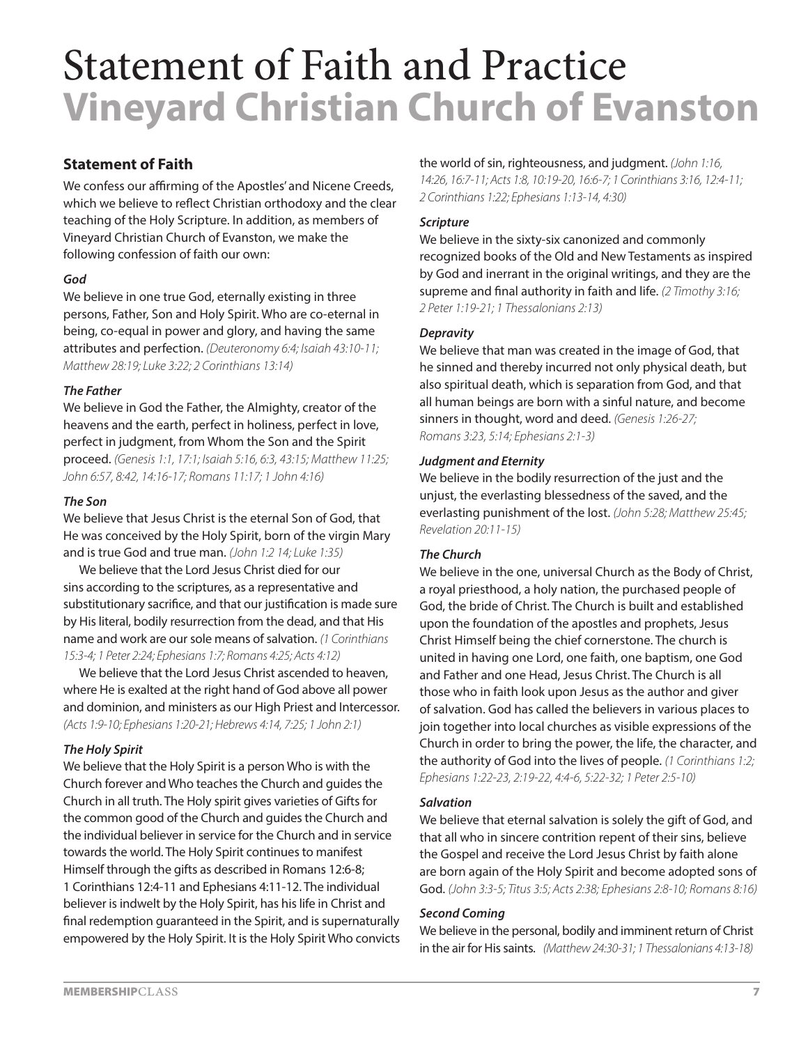# Statement of Faith and Practice

# Vineyard Christian Church of Evanston

## Statement of Faith

We confess our affirming of the Apostles' and Nicene Creeds, which we believe to reflect Christian orthodoxy and the clear teaching of the Holy Scripture. In addition, as members of Vineyard Christian Church of Evanston, we make the following confession of faith our own:

### *God*

We believe in one true God, eternally existing in three persons, Father, Son and Holy Spirit. Who are co-eternal in being, co-equal in power and glory, and having the same attributes and perfection. *(Deuteronomy 6:4; Isaiah 43:10-11; Matthew 28:19; Luke 3:22; 2 Corinthians 13:14)*

### *The Father*

We believe in God the Father, the Almighty, creator of the heavens and the earth, perfect in holiness, perfect in love, perfect in judgment, from Whom the Son and the Spirit proceed. *(Genesis 1:1, 17:1; Isaiah 5:16, 6:3, 43:15; Matthew 11:25; John 6:57, 8:42, 14:16-17; Romans 11:17; 1 John 4:16)*

### *The Son*

We believe that Jesus Christ is the eternal Son of God, that He was conceived by the Holy Spirit, born of the virgin Mary and is true God and true man. *(John 1:2 14; Luke 1:35)*

We believe that the Lord Jesus Christ died for our sins according to the scriptures, as a representative and substitutionary sacrifice, and that our justification is made sure by His literal, bodily resurrection from the dead, and that His name and work are our sole means of salvation. *(1 Corinthians 15:3-4; 1 Peter 2:24; Ephesians 1:7; Romans 4:25; Acts 4:12)*

We believe that the Lord Jesus Christ ascended to heaven, where He is exalted at the right hand of God above all power and dominion, and ministers as our High Priest and Intercessor. *(Acts 1:9-10; Ephesians 1:20-21; Hebrews 4:14, 7:25; 1 John 2:1)*

### *The Holy Spirit*

We believe that the Holy Spirit is a person Who is with the Church forever and Who teaches the Church and guides the Church in all truth. The Holy spirit gives varieties of Gifts for the common good of the Church and guides the Church and the individual believer in service for the Church and in service towards the world. The Holy Spirit continues to manifest Himself through the gifts as described in Romans 12:6-8; 1 Corinthians 12:4-11 and Ephesians 4:11-12. The individual believer is indwelt by the Holy Spirit, has his life in Christ and final redemption guaranteed in the Spirit, and is supernaturally empowered by the Holy Spirit. It is the Holy Spirit Who convicts the world of sin, righteousness, and judgment. *(John 1:16, 14:26, 16:7-11; Acts 1:8, 10:19-20, 16:6-7; 1 Corinthians 3:16, 12:4-11; 2 Corinthians 1:22; Ephesians 1:13-14, 4:30)*

### *Scripture*

We believe in the sixty-six canonized and commonly recognized books of the Old and New Testaments as inspired by God and inerrant in the original writings, and they are the supreme and final authority in faith and life. *(2 Timothy 3:16; 2 Peter 1:19-21; 1 Thessalonians 2:13)*

### *Depravity*

We believe that man was created in the image of God, that he sinned and thereby incurred not only physical death, but also spiritual death, which is separation from God, and that all human beings are born with a sinful nature, and become sinners in thought, word and deed. *(Genesis 1:26-27; Romans 3:23, 5:14; Ephesians 2:1-3)*

### *Judgment and Eternity*

We believe in the bodily resurrection of the just and the unjust, the everlasting blessedness of the saved, and the everlasting punishment of the lost. *(John 5:28; Matthew 25:45; Revelation 20:11-15)*

### *The Church*

We believe in the one, universal Church as the Body of Christ, a royal priesthood, a holy nation, the purchased people of God, the bride of Christ. The Church is built and established upon the foundation of the apostles and prophets, Jesus Christ Himself being the chief cornerstone. The church is united in having one Lord, one faith, one baptism, one God and Father and one Head, Jesus Christ. The Church is all those who in faith look upon Jesus as the author and giver of salvation. God has called the believers in various places to join together into local churches as visible expressions of the Church in order to bring the power, the life, the character, and the authority of God into the lives of people. *(1 Corinthians 1:2; Ephesians 1:22-23, 2:19-22, 4:4-6, 5:22-32; 1 Peter 2:5-10)*

### *Salvation*

We believe that eternal salvation is solely the gift of God, and that all who in sincere contrition repent of their sins, believe the Gospel and receive the Lord Jesus Christ by faith alone are born again of the Holy Spirit and become adopted sons of God. *(John 3:3-5; Titus 3:5; Acts 2:38; Ephesians 2:8-10; Romans 8:16)*

### *Second Coming*

We believe in the personal, bodily and imminent return of Christ in the air for His saints. *(Matthew 24:30-31; 1 Thessalonians 4:13-18)*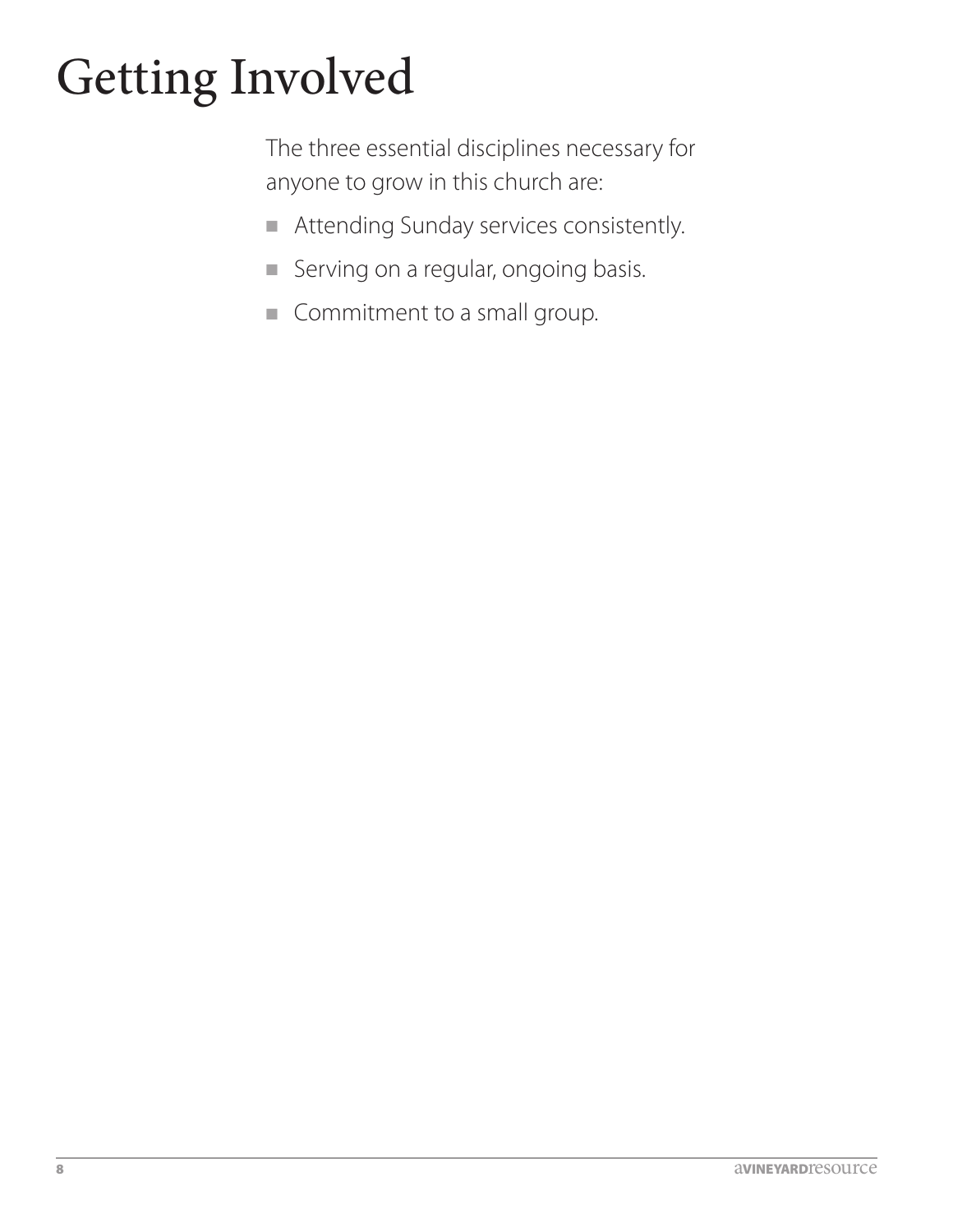# Getting Involved

The three essential disciplines necessary for anyone to grow in this church are:

- Attending Sunday services consistently.
- Serving on a regular, ongoing basis.
- Commitment to a small group.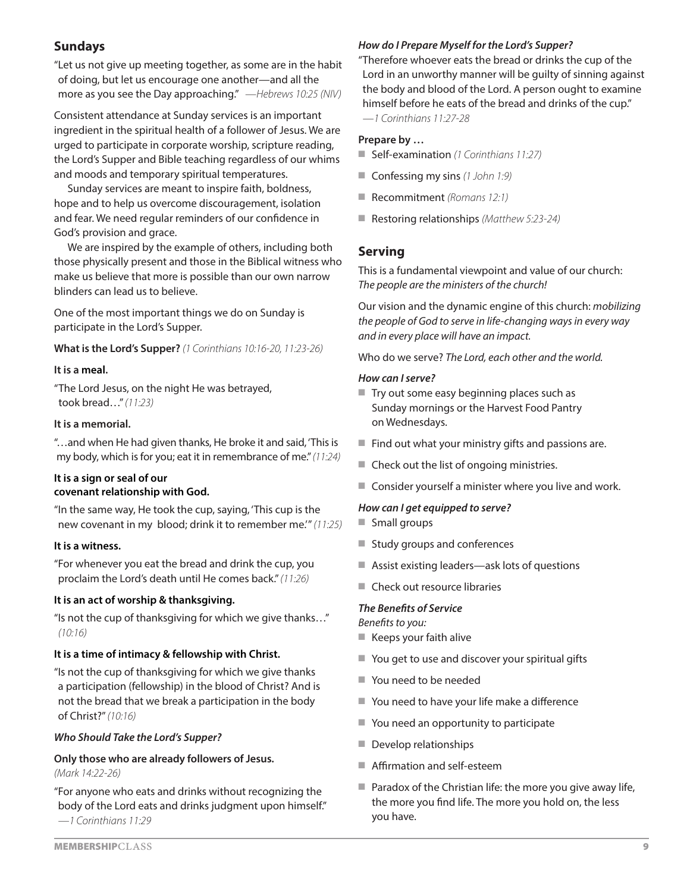## Sundays

"Let us not give up meeting together, as some are in the habit of doing, but let us encourage one another—and all the more as you see the Day approaching." *—Hebrews 10:25 (NIV)*

Consistent attendance at Sunday services is an important ingredient in the spiritual health of a follower of Jesus. We are urged to participate in corporate worship, scripture reading, the Lord's Supper and Bible teaching regardless of our whims and moods and temporary spiritual temperatures.

Sunday services are meant to inspire faith, boldness, hope and to help us overcome discouragement, isolation and fear. We need regular reminders of our confidence in God's provision and grace.

We are inspired by the example of others, including both those physically present and those in the Biblical witness who make us believe that more is possible than our own narrow blinders can lead us to believe.

One of the most important things we do on Sunday is participate in the Lord's Supper.

**What is the Lord's Supper?** *(1 Corinthians 10:16-20, 11:23-26)*

**It is a meal.**

"The Lord Jesus, on the night He was betrayed, took bread…" *(11:23)*

**It is a memorial.**

"…and when He had given thanks, He broke it and said, 'This is my body, which is for you; eat it in remembrance of me." *(11:24)*

**It is a sign or seal of our covenant relationship with God.**

"In the same way, He took the cup, saying, 'This cup is the new covenant in my blood; drink it to remember me.'" *(11:25)*

**It is a witness.**

"For whenever you eat the bread and drink the cup, you proclaim the Lord's death until He comes back." *(11:26)*

**It is an act of worship & thanksgiving.**

"Is not the cup of thanksgiving for which we give thanks…" *(10:16)*

**It is a time of intimacy & fellowship with Christ.**

"Is not the cup of thanksgiving for which we give thanks a participation (fellowship) in the blood of Christ? And is not the bread that we break a participation in the body of Christ?" *(10:16)*

***Who Should Take the Lord's Supper?***

**Only those who are already followers of Jesus.**
*(Mark 14:22-26)*

"For anyone who eats and drinks without recognizing the body of the Lord eats and drinks judgment upon himself." *—1 Corinthians 11:29*

***How do I Prepare Myself for the Lord's Supper?***

"Therefore whoever eats the bread or drinks the cup of the Lord in an unworthy manner will be guilty of sinning against the body and blood of the Lord. A person ought to examine himself before he eats of the bread and drinks of the cup." *—1 Corinthians 11:27-28*

**Prepare by …**

- Self-examination *(1 Corinthians 11:27)*
- Confessing my sins *(1 John 1:9)*
- Recommitment *(Romans 12:1)*
- Restoring relationships *(Matthew 5:23-24)*

## Serving

This is a fundamental viewpoint and value of our church: *The people are the ministers of the church!*

Our vision and the dynamic engine of this church: *mobilizing the people of God to serve in life-changing ways in every way and in every place will have an impact.*

Who do we serve? *The Lord, each other and the world.*

***How can I serve?***

- Try out some easy beginning places such as Sunday mornings or the Harvest Food Pantry on Wednesdays.
- Find out what your ministry gifts and passions are.
- Check out the list of ongoing ministries.
- Consider yourself a minister where you live and work.

***How can I get equipped to serve?***

- Small groups
- Study groups and conferences
- Assist existing leaders—ask lots of questions
- Check out resource libraries

***The Benefits of Service***

*Benefits to you:*

- Keeps your faith alive
- You get to use and discover your spiritual gifts
- You need to be needed
- You need to have your life make a difference
- You need an opportunity to participate
- Develop relationships
- Affirmation and self-esteem
- Paradox of the Christian life: the more you give away life, the more you find life. The more you hold on, the less you have.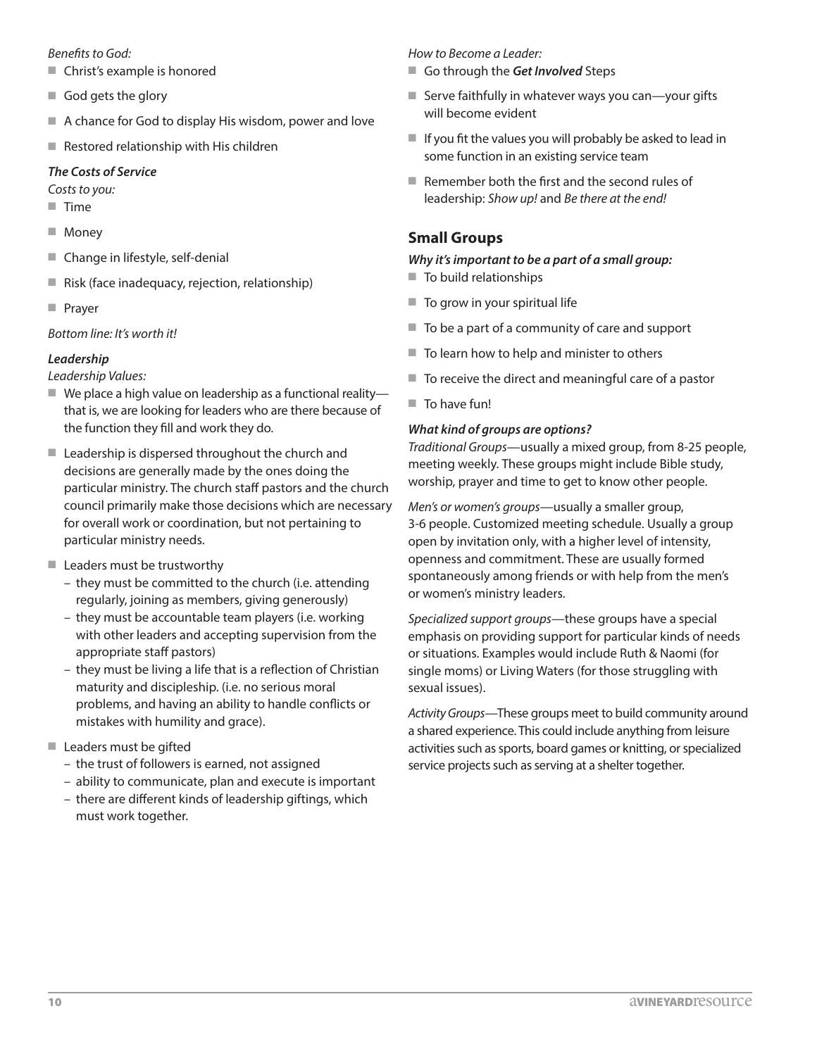*Benefits to God:*

- Christ's example is honored
- God gets the glory
- A chance for God to display His wisdom, power and love
- Restored relationship with His children

***The Costs of Service***

*Costs to you:*

- Time
- Money
- Change in lifestyle, self-denial
- Risk (face inadequacy, rejection, relationship)
- Prayer

*Bottom line: It's worth it!*

***Leadership***

*Leadership Values:*

- We place a high value on leadership as a functional reality—that is, we are looking for leaders who are there because of the function they fill and work they do.
- Leadership is dispersed throughout the church and decisions are generally made by the ones doing the particular ministry. The church staff pastors and the church council primarily make those decisions which are necessary for overall work or coordination, but not pertaining to particular ministry needs.
- Leaders must be trustworthy
  - they must be committed to the church (i.e. attending regularly, joining as members, giving generously)
  - they must be accountable team players (i.e. working with other leaders and accepting supervision from the appropriate staff pastors)
  - they must be living a life that is a reflection of Christian maturity and discipleship. (i.e. no serious moral problems, and having an ability to handle conflicts or mistakes with humility and grace).
- Leaders must be gifted
  - the trust of followers is earned, not assigned
  - ability to communicate, plan and execute is important
  - there are different kinds of leadership giftings, which must work together.

*How to Become a Leader:*

- Go through the ***Get Involved*** Steps
- Serve faithfully in whatever ways you can—your gifts will become evident
- If you fit the values you will probably be asked to lead in some function in an existing service team
- Remember both the first and the second rules of leadership: *Show up!* and *Be there at the end!*

## Small Groups

***Why it's important to be a part of a small group:***

- To build relationships
- To grow in your spiritual life
- To be a part of a community of care and support
- To learn how to help and minister to others
- To receive the direct and meaningful care of a pastor
- To have fun!

***What kind of groups are options?***

*Traditional Groups*—usually a mixed group, from 8-25 people, meeting weekly. These groups might include Bible study, worship, prayer and time to get to know other people.

*Men's or women's groups*—usually a smaller group, 3-6 people. Customized meeting schedule. Usually a group open by invitation only, with a higher level of intensity, openness and commitment. These are usually formed spontaneously among friends or with help from the men's or women's ministry leaders.

*Specialized support groups*—these groups have a special emphasis on providing support for particular kinds of needs or situations. Examples would include Ruth & Naomi (for single moms) or Living Waters (for those struggling with sexual issues).

*Activity Groups*—These groups meet to build community around a shared experience. This could include anything from leisure activities such as sports, board games or knitting, or specialized service projects such as serving at a shelter together.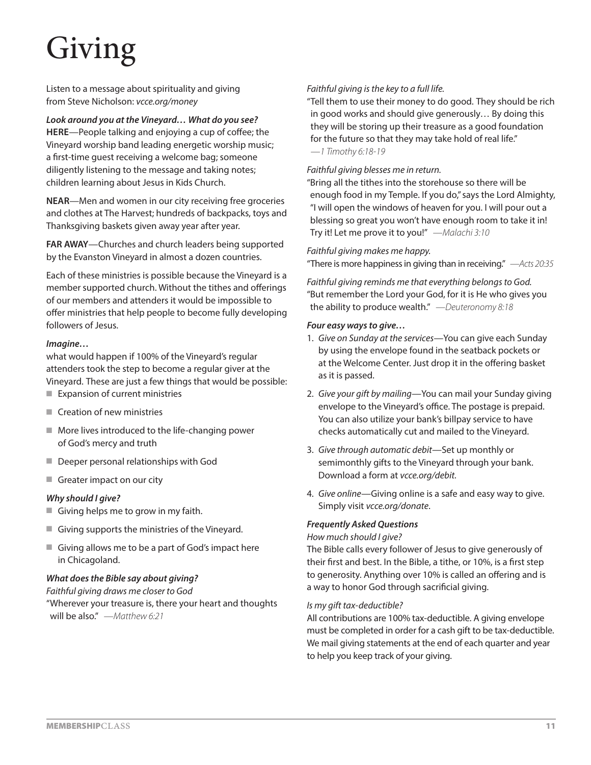# Giving

Listen to a message about spirituality and giving from Steve Nicholson: *vcce.org/money*

***Look around you at the Vineyard… What do you see?***

**HERE**—People talking and enjoying a cup of coffee; the Vineyard worship band leading energetic worship music; a first-time guest receiving a welcome bag; someone diligently listening to the message and taking notes; children learning about Jesus in Kids Church.

**NEAR**—Men and women in our city receiving free groceries and clothes at The Harvest; hundreds of backpacks, toys and Thanksgiving baskets given away year after year.

**FAR AWAY**—Churches and church leaders being supported by the Evanston Vineyard in almost a dozen countries.

Each of these ministries is possible because the Vineyard is a member supported church. Without the tithes and offerings of our members and attenders it would be impossible to offer ministries that help people to become fully developing followers of Jesus.

***Imagine…***

what would happen if 100% of the Vineyard's regular attenders took the step to become a regular giver at the Vineyard. These are just a few things that would be possible:

- Expansion of current ministries
- Creation of new ministries
- More lives introduced to the life-changing power of God's mercy and truth
- Deeper personal relationships with God
- Greater impact on our city

***Why should I give?***

- Giving helps me to grow in my faith.
- Giving supports the ministries of the Vineyard.
- Giving allows me to be a part of God's impact here in Chicagoland.

***What does the Bible say about giving?***

*Faithful giving draws me closer to God*

"Wherever your treasure is, there your heart and thoughts will be also." *—Matthew 6:21*

*Faithful giving is the key to a full life.*

"Tell them to use their money to do good. They should be rich in good works and should give generously… By doing this they will be storing up their treasure as a good foundation for the future so that they may take hold of real life." *—1 Timothy 6:18-19*

*Faithful giving blesses me in return.*

"Bring all the tithes into the storehouse so there will be enough food in my Temple. If you do," says the Lord Almighty, "I will open the windows of heaven for you. I will pour out a blessing so great you won't have enough room to take it in! Try it! Let me prove it to you!" *—Malachi 3:10*

*Faithful giving makes me happy.*

"There is more happiness in giving than in receiving." *—Acts 20:35*

*Faithful giving reminds me that everything belongs to God.*

"But remember the Lord your God, for it is He who gives you the ability to produce wealth." *—Deuteronomy 8:18*

***Four easy ways to give…***

1. *Give on Sunday at the services*—You can give each Sunday by using the envelope found in the seatback pockets or at the Welcome Center. Just drop it in the offering basket as it is passed.
2. *Give your gift by mailing*—You can mail your Sunday giving envelope to the Vineyard's office. The postage is prepaid. You can also utilize your bank's billpay service to have checks automatically cut and mailed to the Vineyard.
3. *Give through automatic debit*—Set up monthly or semimonthly gifts to the Vineyard through your bank. Download a form at *vcce.org/debit.*
4. *Give online*—Giving online is a safe and easy way to give. Simply visit *vcce.org/donate*.

***Frequently Asked Questions***

*How much should I give?*

The Bible calls every follower of Jesus to give generously of their first and best. In the Bible, a tithe, or 10%, is a first step to generosity. Anything over 10% is called an offering and is a way to honor God through sacrificial giving.

*Is my gift tax-deductible?*

All contributions are 100% tax-deductible. A giving envelope must be completed in order for a cash gift to be tax-deductible. We mail giving statements at the end of each quarter and year to help you keep track of your giving.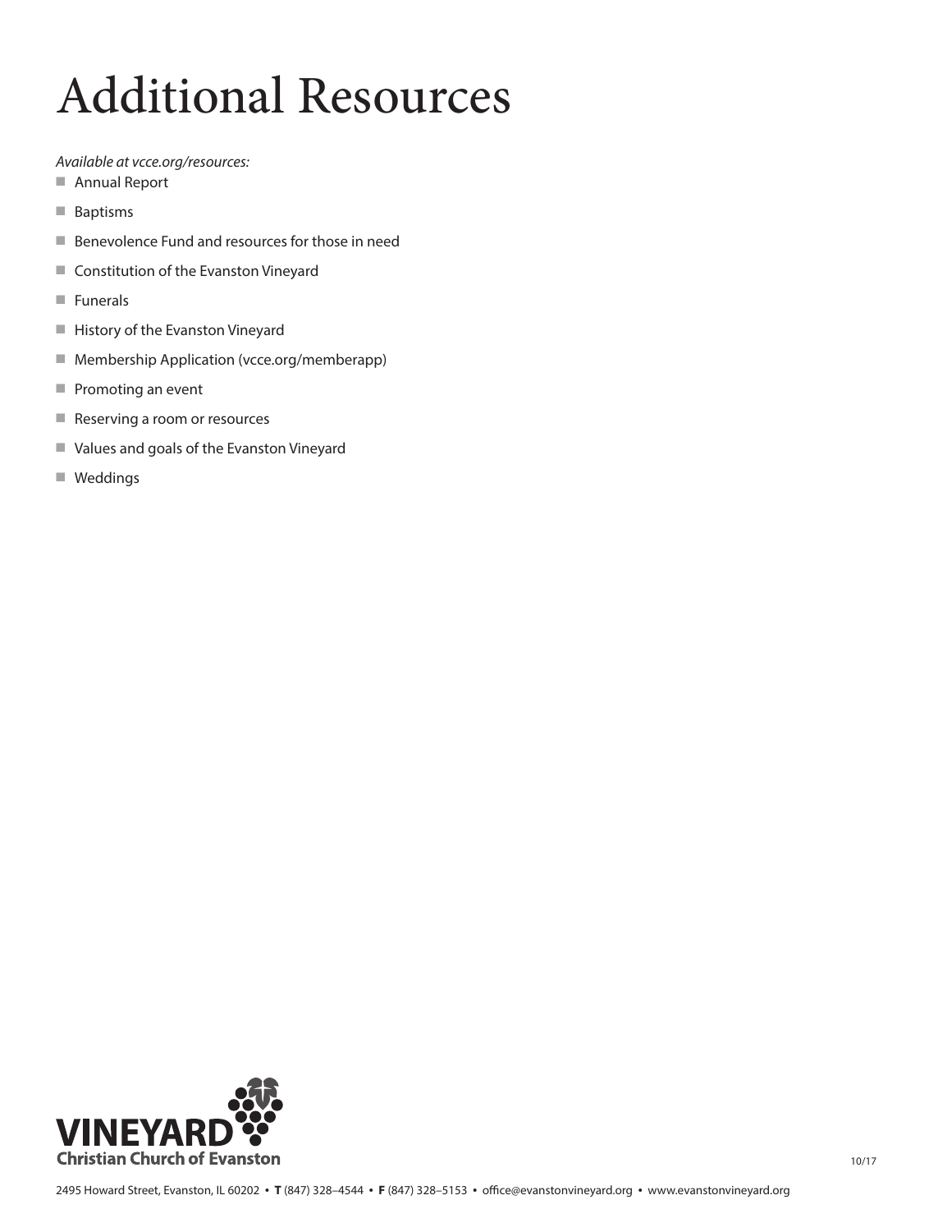# Additional Resources

*Available at vcce.org/resources:*

- Annual Report
- Baptisms
- Benevolence Fund and resources for those in need
- Constitution of the Evanston Vineyard
- Funerals
- History of the Evanston Vineyard
- Membership Application (vcce.org/memberapp)
- Promoting an event
- Reserving a room or resources
- Values and goals of the Evanston Vineyard
- Weddings

VINEYARD
Christian Church of Evanston

10/17

2495 Howard Street, Evanston, IL 60202 • **T** (847) 328–4544 • **F** (847) 328–5153 • office@evanstonvineyard.org • www.evanstonvineyard.org